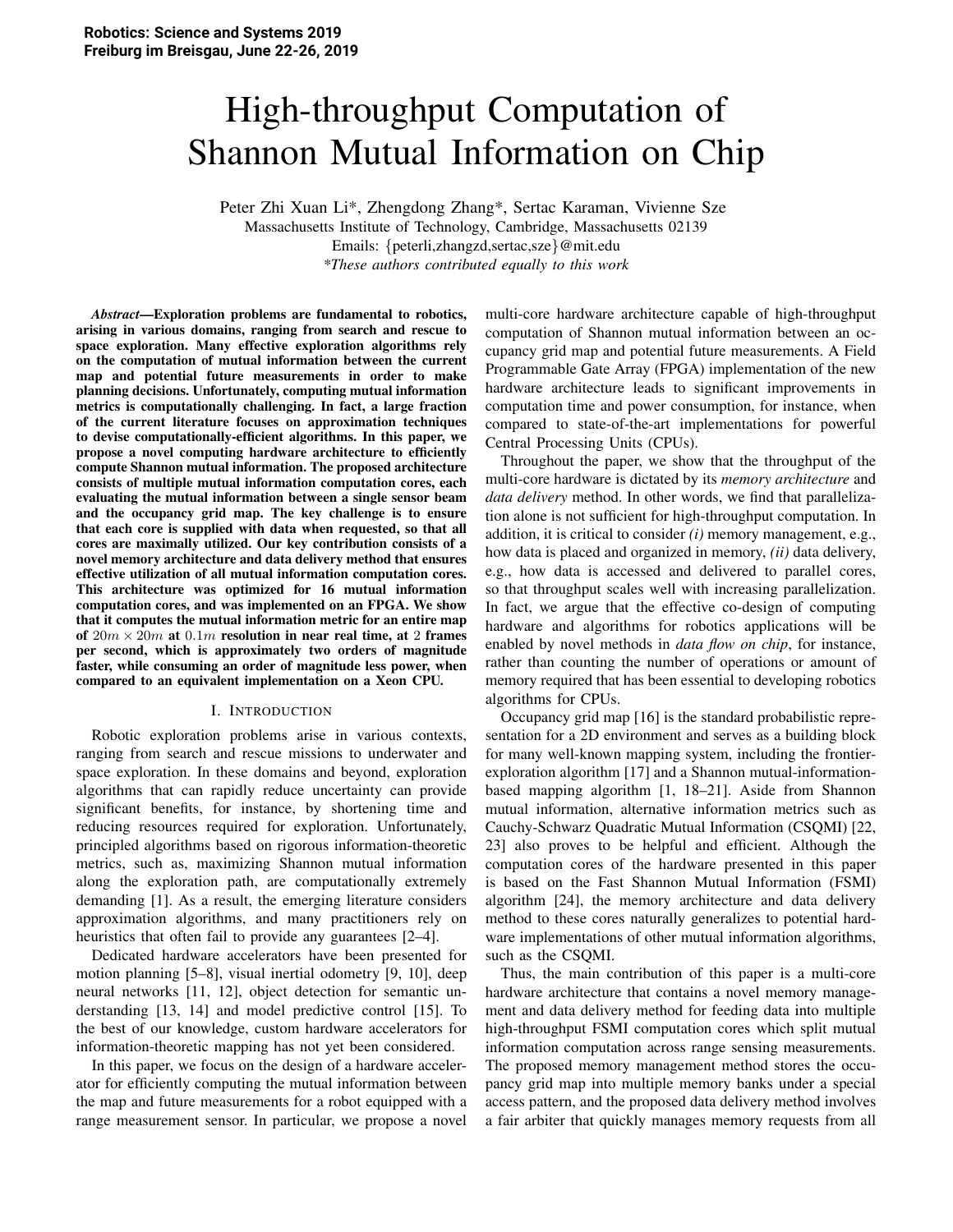# High-throughput Computation of Shannon Mutual Information on Chip

Peter Zhi Xuan Li*, Zhengdong Zhang*, Sertac Karaman, Vivienne Sze
Massachusetts Institute of Technology, Cambridge, Massachusetts 02139
Emails: {peterli,zhangzd,sertac,sze}@mit.edu
*These authors contributed equally to this work*

***Abstract*—Exploration problems are fundamental to robotics, arising in various domains, ranging from search and rescue to space exploration. Many effective exploration algorithms rely on the computation of mutual information between the current map and potential future measurements in order to make planning decisions. Unfortunately, computing mutual information metrics is computationally challenging. In fact, a large fraction of the current literature focuses on approximation techniques to devise computationally-efficient algorithms. In this paper, we propose a novel computing hardware architecture to efficiently compute Shannon mutual information. The proposed architecture consists of multiple mutual information computation cores, each evaluating the mutual information between a single sensor beam and the occupancy grid map. The key challenge is to ensure that each core is supplied with data when requested, so that all cores are maximally utilized. Our key contribution consists of a novel memory architecture and data delivery method that ensures effective utilization of all mutual information computation cores. This architecture was optimized for 16 mutual information computation cores, and was implemented on an FPGA. We show that it computes the mutual information metric for an entire map of $20m \times 20m$ at $0.1m$ resolution in near real time, at $2$ frames per second, which is approximately two orders of magnitude faster, while consuming an order of magnitude less power, when compared to an equivalent implementation on a Xeon CPU.**

## I. Introduction

Robotic exploration problems arise in various contexts, ranging from search and rescue missions to underwater and space exploration. In these domains and beyond, exploration algorithms that can rapidly reduce uncertainty can provide significant benefits, for instance, by shortening time and reducing resources required for exploration. Unfortunately, principled algorithms based on rigorous information-theoretic metrics, such as, maximizing Shannon mutual information along the exploration path, are computationally extremely demanding [1]. As a result, the emerging literature considers approximation algorithms, and many practitioners rely on heuristics that often fail to provide any guarantees [2–4].

Dedicated hardware accelerators have been presented for motion planning [5–8], visual inertial odometry [9, 10], deep neural networks [11, 12], object detection for semantic understanding [13, 14] and model predictive control [15]. To the best of our knowledge, custom hardware accelerators for information-theoretic mapping has not yet been considered.

In this paper, we focus on the design of a hardware accelerator for efficiently computing the mutual information between the map and future measurements for a robot equipped with a range measurement sensor. In particular, we propose a novel multi-core hardware architecture capable of high-throughput computation of Shannon mutual information between an occupancy grid map and potential future measurements. A Field Programmable Gate Array (FPGA) implementation of the new hardware architecture leads to significant improvements in computation time and power consumption, for instance, when compared to state-of-the-art implementations for powerful Central Processing Units (CPUs).

Throughout the paper, we show that the throughput of the multi-core hardware is dictated by its *memory architecture* and *data delivery* method. In other words, we find that parallelization alone is not sufficient for high-throughput computation. In addition, it is critical to consider *(i)* memory management, e.g., how data is placed and organized in memory, *(ii)* data delivery, e.g., how data is accessed and delivered to parallel cores, so that throughput scales well with increasing parallelization. In fact, we argue that the effective co-design of computing hardware and algorithms for robotics applications will be enabled by novel methods in *data flow on chip*, for instance, rather than counting the number of operations or amount of memory required that has been essential to developing robotics algorithms for CPUs.

Occupancy grid map [16] is the standard probabilistic representation for a 2D environment and serves as a building block for many well-known mapping system, including the frontier-exploration algorithm [17] and a Shannon mutual-information-based mapping algorithm [1, 18–21]. Aside from Shannon mutual information, alternative information metrics such as Cauchy-Schwarz Quadratic Mutual Information (CSQMI) [22, 23] also proves to be helpful and efficient. Although the computation cores of the hardware presented in this paper is based on the Fast Shannon Mutual Information (FSMI) algorithm [24], the memory architecture and data delivery method to these cores naturally generalizes to potential hardware implementations of other mutual information algorithms, such as the CSQMI.

Thus, the main contribution of this paper is a multi-core hardware architecture that contains a novel memory management and data delivery method for feeding data into multiple high-throughput FSMI computation cores which split mutual information computation across range sensing measurements. The proposed memory management method stores the occupancy grid map into multiple memory banks under a special access pattern, and the proposed data delivery method involves a fair arbiter that quickly manages memory requests from all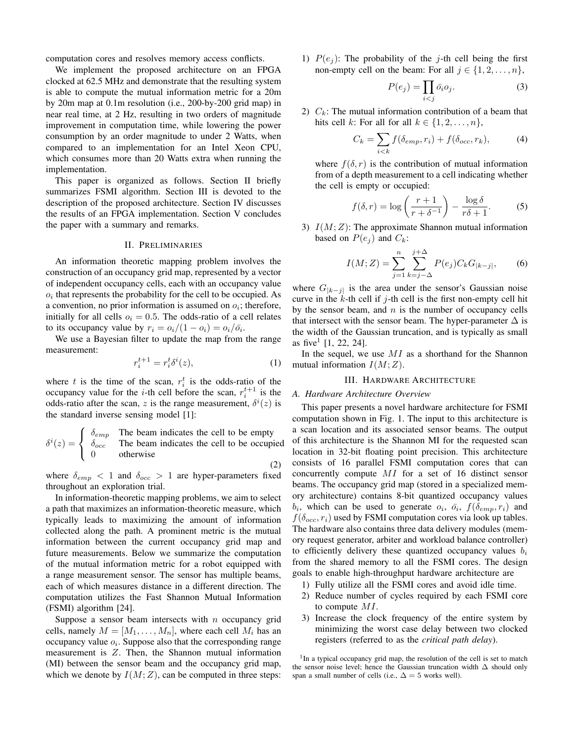computation cores and resolves memory access conflicts.

We implement the proposed architecture on an FPGA clocked at 62.5 MHz and demonstrate that the resulting system is able to compute the mutual information metric for a 20m by 20m map at 0.1m resolution (i.e., 200-by-200 grid map) in near real time, at 2 Hz, resulting in two orders of magnitude improvement in computation time, while lowering the power consumption by an order magnitude to under 2 Watts, when compared to an implementation for an Intel Xeon CPU, which consumes more than 20 Watts extra when running the implementation.

This paper is organized as follows. Section II briefly summarizes FSMI algorithm. Section III is devoted to the description of the proposed architecture. Section IV discusses the results of an FPGA implementation. Section V concludes the paper with a summary and remarks.

## II. Preliminaries

An information theoretic mapping problem involves the construction of an occupancy grid map, represented by a vector of independent occupancy cells, each with an occupancy value $o_i$ that represents the probability for the cell to be occupied. As a convention, no prior information is assumed on $o_i$; therefore, initially for all cells $o_i = 0.5$. The odds-ratio of a cell relates to its occupancy value by $r_i = o_i/(1 - o_i) = o_i/\bar{o}_i$.

We use a Bayesian filter to update the map from the range measurement:

$$r_i^{t+1} = r_i^t \delta^i(z), \tag{1}$$

where $t$ is the time of the scan, $r_i^t$ is the odds-ratio of the occupancy value for the $i$-th cell before the scan, $r_i^{t+1}$ is the odds-ratio after the scan, $z$ is the range measurement, $\delta^i(z)$ is the standard inverse sensing model [1]:

$$\delta^i(z) = \begin{cases} \delta_{emp} & \text{The beam indicates the cell to be empty} \\ \delta_{occ} & \text{The beam indicates the cell to be occupied} \\ 0 & \text{otherwise} \end{cases} \tag{2}$$

where $\delta_{emp} < 1$ and $\delta_{occ} > 1$ are hyper-parameters fixed throughout an exploration trial.

In information-theoretic mapping problems, we aim to select a path that maximizes an information-theoretic measure, which typically leads to maximizing the amount of information collected along the path. A prominent metric is the mutual information between the current occupancy grid map and future measurements. Below we summarize the computation of the mutual information metric for a robot equipped with a range measurement sensor. The sensor has multiple beams, each of which measures distance in a different direction. The computation utilizes the Fast Shannon Mutual Information (FSMI) algorithm [24].

Suppose a sensor beam intersects with $n$ occupancy grid cells, namely $M = [M_1, \ldots, M_n]$, where each cell $M_i$ has an occupancy value $o_i$. Suppose also that the corresponding range measurement is $Z$. Then, the Shannon mutual information (MI) between the sensor beam and the occupancy grid map, which we denote by $I(M; Z)$, can be computed in three steps:

1) $P(e_j)$: The probability of the $j$-th cell being the first non-empty cell on the beam: For all $j \in \{1, 2, \ldots, n\}$,
$$P(e_j) = \prod_{i<j} \bar{o}_i o_j. \tag{3}$$
2) $C_k$: The mutual information contribution of a beam that hits cell $k$: For all for all $k \in \{1, 2, \ldots, n\}$,
$$C_k = \sum_{i<k} f(\delta_{emp}, r_i) + f(\delta_{occ}, r_k), \tag{4}$$
where $f(\delta, r)$ is the contribution of mutual information from of a depth measurement to a cell indicating whether the cell is empty or occupied:
$$f(\delta, r) = \log\left(\frac{r+1}{r+\delta^{-1}}\right) - \frac{\log \delta}{r\delta + 1}. \tag{5}$$
3) $I(M; Z)$: The approximate Shannon mutual information based on $P(e_j)$ and $C_k$:
$$I(M; Z) = \sum_{j=1}^{n} \sum_{k=j-\Delta}^{j+\Delta} P(e_j) C_k G_{|k-j|}, \tag{6}$$

where $G_{|k-j|}$ is the area under the sensor's Gaussian noise curve in the $k$-th cell if $j$-th cell is the first non-empty cell hit by the sensor beam, and $n$ is the number of occupancy cells that intersect with the sensor beam. The hyper-parameter $\Delta$ is the width of the Gaussian truncation, and is typically as small as five[1] [1, 22, 24].

In the sequel, we use $MI$ as a shorthand for the Shannon mutual information $I(M; Z)$.

## III. Hardware Architecture

### A. Hardware Architecture Overview

This paper presents a novel hardware architecture for FSMI computation shown in Fig. 1. The input to this architecture is a scan location and its associated sensor beams. The output of this architecture is the Shannon MI for the requested scan location in 32-bit floating point precision. This architecture consists of 16 parallel FSMI computation cores that can concurrently compute $MI$ for a set of 16 distinct sensor beams. The occupancy grid map (stored in a specialized memory architecture) contains 8-bit quantized occupancy values $b_i$, which can be used to generate $o_i$, $\bar{o}_i$, $f(\delta_{emp}, r_i)$ and $f(\delta_{occ}, r_i)$ used by FSMI computation cores via look up tables. The hardware also contains three data delivery modules (memory request generator, arbiter and workload balance controller) to efficiently delivery these quantized occupancy values $b_i$ from the shared memory to all the FSMI cores. The design goals to enable high-throughput hardware architecture are

1) Fully utilize all the FSMI cores and avoid idle time.
2) Reduce number of cycles required by each FSMI core to compute $MI$.
3) Increase the clock frequency of the entire system by minimizing the worst case delay between two clocked registers (referred to as the *critical path delay*).

[1] In a typical occupancy grid map, the resolution of the cell is set to match the sensor noise level; hence the Gaussian truncation width $\Delta$ should only span a small number of cells (i.e., $\Delta = 5$ works well).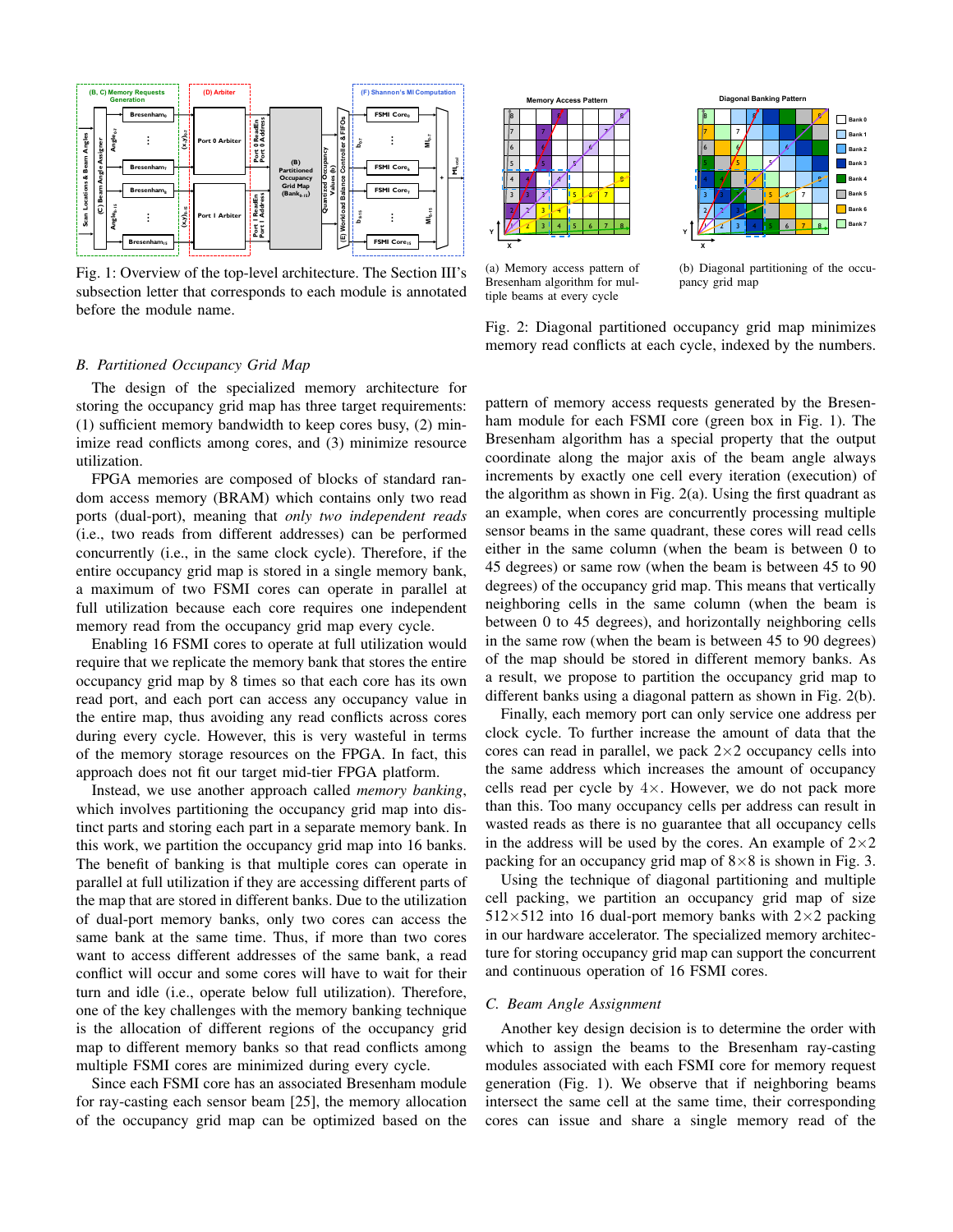Fig. 1: Overview of the top-level architecture. The Section III's subsection letter that corresponds to each module is annotated before the module name.

(a) Memory access pattern of Bresenham algorithm for multiple beams at every cycle

(b) Diagonal partitioning of the occupancy grid map

Fig. 2: Diagonal partitioned occupancy grid map minimizes memory read conflicts at each cycle, indexed by the numbers.

### B. Partitioned Occupancy Grid Map

The design of the specialized memory architecture for storing the occupancy grid map has three target requirements: (1) sufficient memory bandwidth to keep cores busy, (2) minimize read conflicts among cores, and (3) minimize resource utilization.

FPGA memories are composed of blocks of standard random access memory (BRAM) which contains only two read ports (dual-port), meaning that *only two independent reads* (i.e., two reads from different addresses) can be performed concurrently (i.e., in the same clock cycle). Therefore, if the entire occupancy grid map is stored in a single memory bank, a maximum of two FSMI cores can operate in parallel at full utilization because each core requires one independent memory read from the occupancy grid map every cycle.

Enabling 16 FSMI cores to operate at full utilization would require that we replicate the memory bank that stores the entire occupancy grid map by 8 times so that each core has its own read port, and each port can access any occupancy value in the entire map, thus avoiding any read conflicts across cores during every cycle. However, this is very wasteful in terms of the memory storage resources on the FPGA. In fact, this approach does not fit our target mid-tier FPGA platform.

Instead, we use another approach called *memory banking*, which involves partitioning the occupancy grid map into distinct parts and storing each part in a separate memory bank. In this work, we partition the occupancy grid map into 16 banks. The benefit of banking is that multiple cores can operate in parallel at full utilization if they are accessing different parts of the map that are stored in different banks. Due to the utilization of dual-port memory banks, only two cores can access the same bank at the same time. Thus, if more than two cores want to access different addresses of the same bank, a read conflict will occur and some cores will have to wait for their turn and idle (i.e., operate below full utilization). Therefore, one of the key challenges with the memory banking technique is the allocation of different regions of the occupancy grid map to different memory banks so that read conflicts among multiple FSMI cores are minimized during every cycle.

Since each FSMI core has an associated Bresenham module for ray-casting each sensor beam [25], the memory allocation of the occupancy grid map can be optimized based on the pattern of memory access requests generated by the Bresenham module for each FSMI core (green box in Fig. 1). The Bresenham algorithm has a special property that the output coordinate along the major axis of the beam angle always increments by exactly one cell every iteration (execution) of the algorithm as shown in Fig. 2(a). Using the first quadrant as an example, when cores are concurrently processing multiple sensor beams in the same quadrant, these cores will read cells either in the same column (when the beam is between 0 to 45 degrees) or same row (when the beam is between 45 to 90 degrees) of the occupancy grid map. This means that vertically neighboring cells in the same column (when the beam is between 0 to 45 degrees), and horizontally neighboring cells in the same row (when the beam is between 45 to 90 degrees) of the map should be stored in different memory banks. As a result, we propose to partition the occupancy grid map to different banks using a diagonal pattern as shown in Fig. 2(b).

Finally, each memory port can only service one address per clock cycle. To further increase the amount of data that the cores can read in parallel, we pack $2\times2$ occupancy cells into the same address which increases the amount of occupancy cells read per cycle by $4\times$. However, we do not pack more than this. Too many occupancy cells per address can result in wasted reads as there is no guarantee that all occupancy cells in the address will be used by the cores. An example of $2\times2$ packing for an occupancy grid map of $8\times8$ is shown in Fig. 3.

Using the technique of diagonal partitioning and multiple cell packing, we partition an occupancy grid map of size $512\times512$ into 16 dual-port memory banks with $2\times2$ packing in our hardware accelerator. The specialized memory architecture for storing occupancy grid map can support the concurrent and continuous operation of 16 FSMI cores.

### C. Beam Angle Assignment

Another key design decision is to determine the order with which to assign the beams to the Bresenham ray-casting modules associated with each FSMI core for memory request generation (Fig. 1). We observe that if neighboring beams intersect the same cell at the same time, their corresponding cores can issue and share a single memory read of the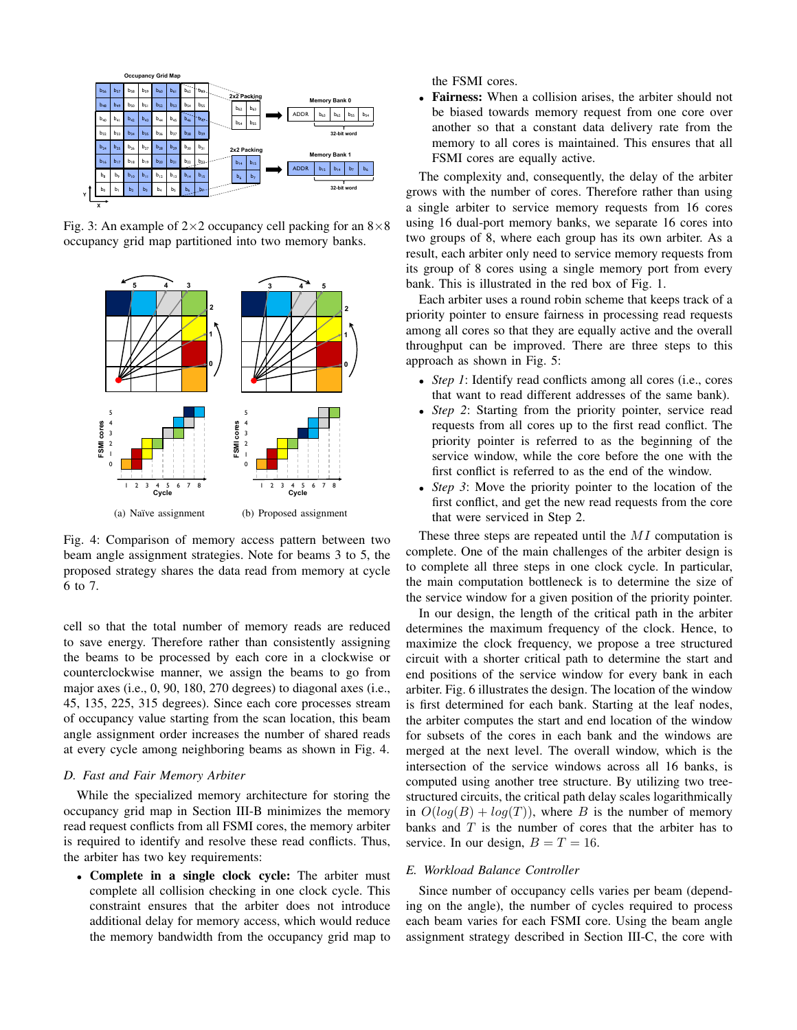Fig. 3: An example of 2×2 occupancy cell packing for an 8×8 occupancy grid map partitioned into two memory banks.

(a) Naïve assignment (b) Proposed assignment

Fig. 4: Comparison of memory access pattern between two beam angle assignment strategies. Note for beams 3 to 5, the proposed strategy shares the data read from memory at cycle 6 to 7.

cell so that the total number of memory reads are reduced to save energy. Therefore rather than consistently assigning the beams to be processed by each core in a clockwise or counterclockwise manner, we assign the beams to go from major axes (i.e., 0, 90, 180, 270 degrees) to diagonal axes (i.e., 45, 135, 225, 315 degrees). Since each core processes stream of occupancy value starting from the scan location, this beam angle assignment order increases the number of shared reads at every cycle among neighboring beams as shown in Fig. 4.

### D. Fast and Fair Memory Arbiter

While the specialized memory architecture for storing the occupancy grid map in Section III-B minimizes the memory read request conflicts from all FSMI cores, the memory arbiter is required to identify and resolve these read conflicts. Thus, the arbiter has two key requirements:

- **Complete in a single clock cycle:** The arbiter must complete all collision checking in one clock cycle. This constraint ensures that the arbiter does not introduce additional delay for memory access, which would reduce the memory bandwidth from the occupancy grid map to the FSMI cores.
- **Fairness:** When a collision arises, the arbiter should not be biased towards memory request from one core over another so that a constant data delivery rate from the memory to all cores is maintained. This ensures that all FSMI cores are equally active.

The complexity and, consequently, the delay of the arbiter grows with the number of cores. Therefore rather than using a single arbiter to service memory requests from 16 cores using 16 dual-port memory banks, we separate 16 cores into two groups of 8, where each group has its own arbiter. As a result, each arbiter only need to service memory requests from its group of 8 cores using a single memory port from every bank. This is illustrated in the red box of Fig. 1.

Each arbiter uses a round robin scheme that keeps track of a priority pointer to ensure fairness in processing read requests among all cores so that they are equally active and the overall throughput can be improved. There are three steps to this approach as shown in Fig. 5:

- *Step 1*: Identify read conflicts among all cores (i.e., cores that want to read different addresses of the same bank).
- *Step 2*: Starting from the priority pointer, service read requests from all cores up to the first read conflict. The priority pointer is referred to as the beginning of the service window, while the core before the one with the first conflict is referred to as the end of the window.
- *Step 3*: Move the priority pointer to the location of the first conflict, and get the new read requests from the core that were serviced in Step 2.

These three steps are repeated until the $MI$ computation is complete. One of the main challenges of the arbiter design is to complete all three steps in one clock cycle. In particular, the main computation bottleneck is to determine the size of the service window for a given position of the priority pointer.

In our design, the length of the critical path in the arbiter determines the maximum frequency of the clock. Hence, to maximize the clock frequency, we propose a tree structured circuit with a shorter critical path to determine the start and end positions of the service window for every bank in each arbiter. Fig. 6 illustrates the design. The location of the window is first determined for each bank. Starting at the leaf nodes, the arbiter computes the start and end location of the window for subsets of the cores in each bank and the windows are merged at the next level. The overall window, which is the intersection of the service windows across all 16 banks, is computed using another tree structure. By utilizing two tree-structured circuits, the critical path delay scales logarithmically in $O(log(B) + log(T))$, where $B$ is the number of memory banks and $T$ is the number of cores that the arbiter has to service. In our design, $B = T = 16$.

### E. Workload Balance Controller

Since number of occupancy cells varies per beam (depending on the angle), the number of cycles required to process each beam varies for each FSMI core. Using the beam angle assignment strategy described in Section III-C, the core with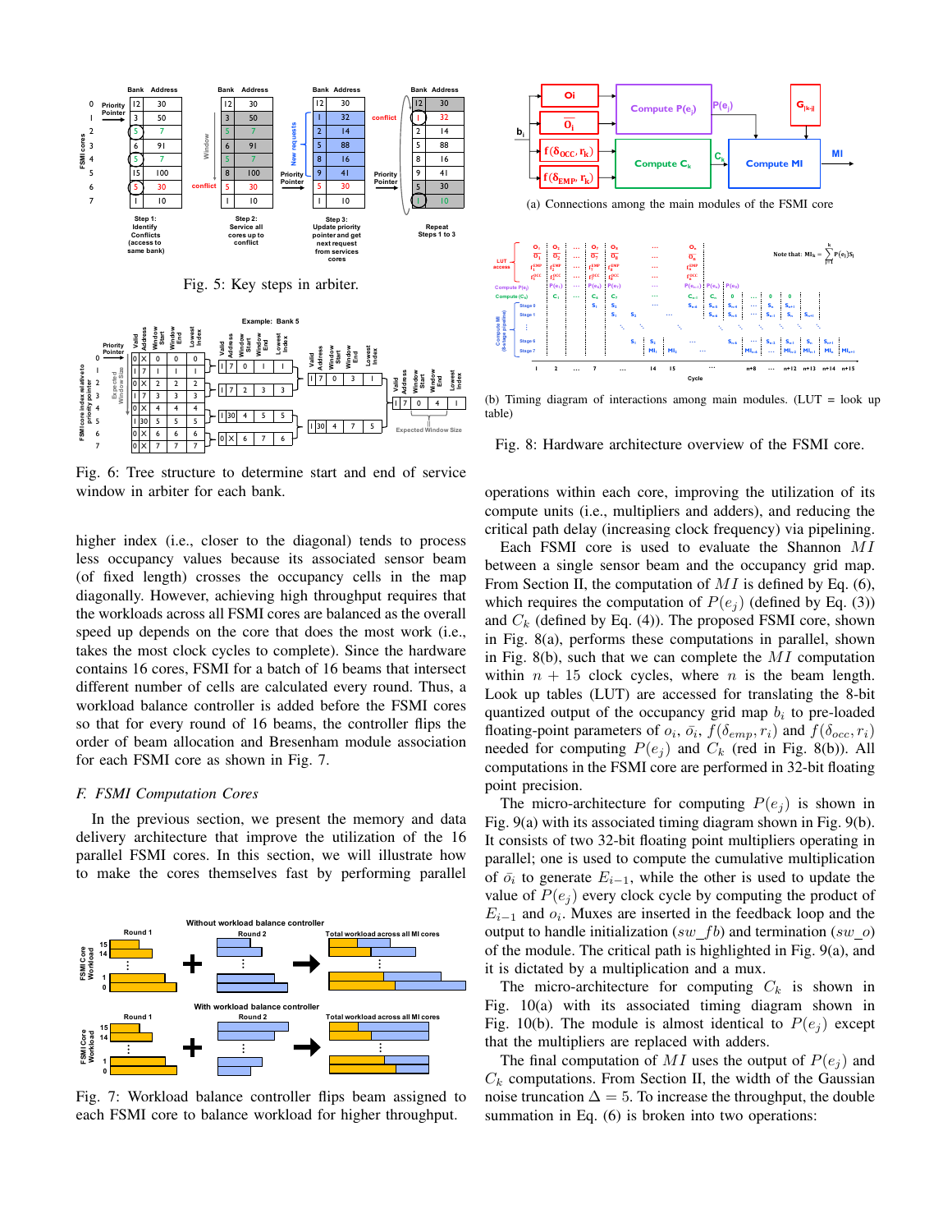Fig. 5: Key steps in arbiter.

Fig. 6: Tree structure to determine start and end of service window in arbiter for each bank.

higher index (i.e., closer to the diagonal) tends to process less occupancy values because its associated sensor beam (of fixed length) crosses the occupancy cells in the map diagonally. However, achieving high throughput requires that the workloads across all FSMI cores are balanced as the overall speed up depends on the core that does the most work (i.e., takes the most clock cycles to complete). Since the hardware contains 16 cores, FSMI for a batch of 16 beams that intersect different number of cells are calculated every round. Thus, a workload balance controller is added before the FSMI cores so that for every round of 16 beams, the controller flips the order of beam allocation and Bresenham module association for each FSMI core as shown in Fig. 7.

### *F. FSMI Computation Cores*

In the previous section, we present the memory and data delivery architecture that improve the utilization of the 16 parallel FSMI cores. In this section, we will illustrate how to make the cores themselves fast by performing parallel

Fig. 7: Workload balance controller flips beam assigned to each FSMI core to balance workload for higher throughput.

(a) Connections among the main modules of the FSMI core

(b) Timing diagram of interactions among main modules. (LUT = look up table)

Fig. 8: Hardware architecture overview of the FSMI core.

operations within each core, improving the utilization of its compute units (i.e., multipliers and adders), and reducing the critical path delay (increasing clock frequency) via pipelining.

Each FSMI core is used to evaluate the Shannon $MI$ between a single sensor beam and the occupancy grid map. From Section II, the computation of $MI$ is defined by Eq. (6), which requires the computation of $P(e_j)$ (defined by Eq. (3)) and $C_k$ (defined by Eq. (4)). The proposed FSMI core, shown in Fig. 8(a), performs these computations in parallel, shown in Fig. 8(b), such that we can complete the $MI$ computation within $n + 15$ clock cycles, where $n$ is the beam length. Look up tables (LUT) are accessed for translating the 8-bit quantized output of the occupancy grid map $b_i$ to pre-loaded floating-point parameters of $o_i$, $\bar{o_i}$, $f(\delta_{emp}, r_i)$ and $f(\delta_{occ}, r_i)$ needed for computing $P(e_j)$ and $C_k$ (red in Fig. 8(b)). All computations in the FSMI core are performed in 32-bit floating point precision.

The micro-architecture for computing $P(e_j)$ is shown in Fig. 9(a) with its associated timing diagram shown in Fig. 9(b). It consists of two 32-bit floating point multipliers operating in parallel; one is used to compute the cumulative multiplication of $\bar{o_i}$ to generate $E_{i-1}$, while the other is used to update the value of $P(e_j)$ every clock cycle by computing the product of $E_{i-1}$ and $o_i$. Muxes are inserted in the feedback loop and the output to handle initialization ($sw\_fb$) and termination ($sw\_o$) of the module. The critical path is highlighted in Fig. 9(a), and it is dictated by a multiplication and a mux.

The micro-architecture for computing $C_k$ is shown in Fig. 10(a) with its associated timing diagram shown in Fig. 10(b). The module is almost identical to $P(e_j)$ except that the multipliers are replaced with adders.

The final computation of $MI$ uses the output of $P(e_j)$ and $C_k$ computations. From Section II, the width of the Gaussian noise truncation $\Delta = 5$. To increase the throughput, the double summation in Eq. (6) is broken into two operations: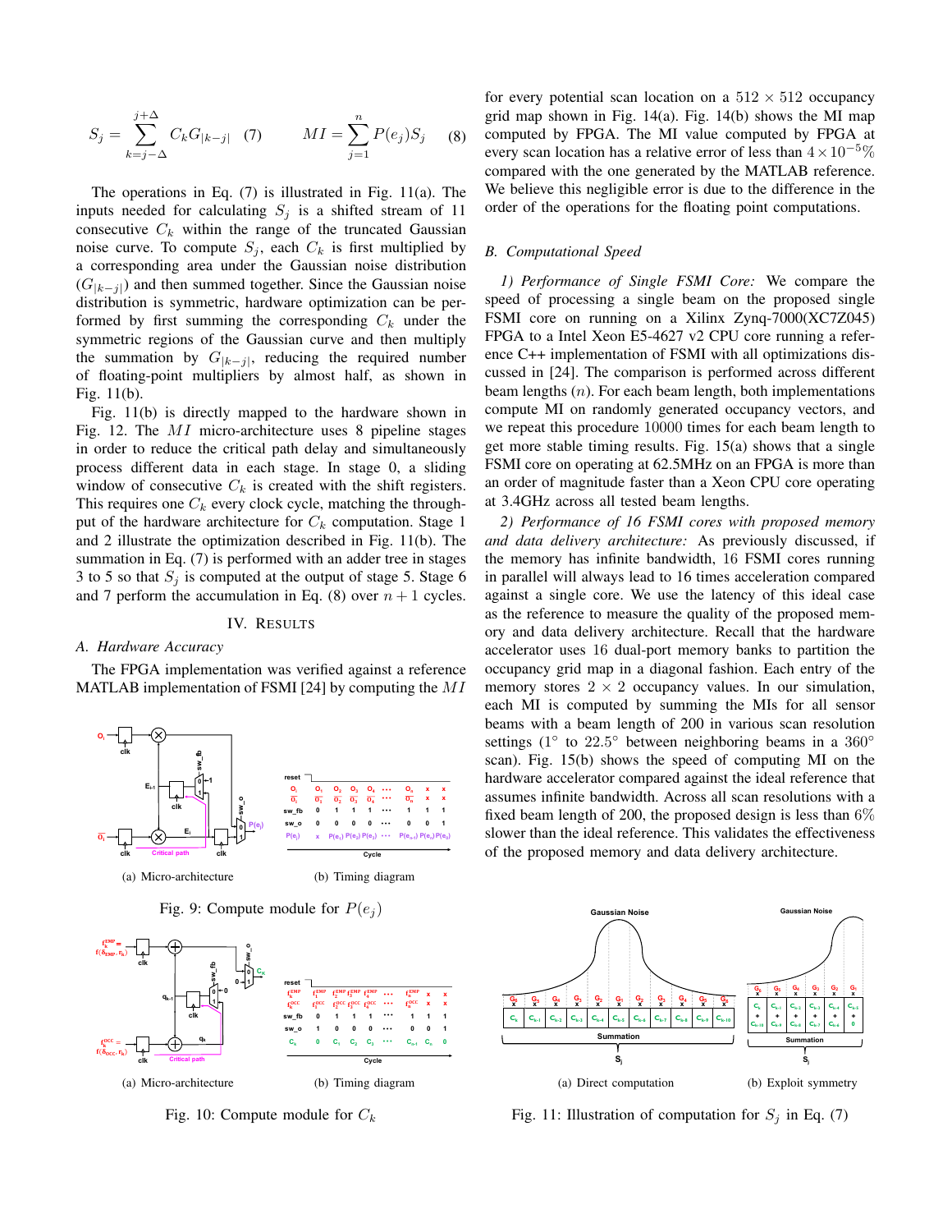$$S_j = \sum_{k=j-\Delta}^{j+\Delta} C_k G_{|k-j|} \quad (7) \qquad MI = \sum_{j=1}^{n} P(e_j) S_j \quad (8)$$

The operations in Eq. (7) is illustrated in Fig. 11(a). The inputs needed for calculating $S_j$ is a shifted stream of 11 consecutive $C_k$ within the range of the truncated Gaussian noise curve. To compute $S_j$, each $C_k$ is first multiplied by a corresponding area under the Gaussian noise distribution ($G_{|k-j|}$) and then summed together. Since the Gaussian noise distribution is symmetric, hardware optimization can be performed by first summing the corresponding $C_k$ under the symmetric regions of the Gaussian curve and then multiply the summation by $G_{|k-j|}$, reducing the required number of floating-point multipliers by almost half, as shown in Fig. 11(b).

Fig. 11(b) is directly mapped to the hardware shown in Fig. 12. The $MI$ micro-architecture uses 8 pipeline stages in order to reduce the critical path delay and simultaneously process different data in each stage. In stage 0, a sliding window of consecutive $C_k$ is created with the shift registers. This requires one $C_k$ every clock cycle, matching the throughput of the hardware architecture for $C_k$ computation. Stage 1 and 2 illustrate the optimization described in Fig. 11(b). The summation in Eq. (7) is performed with an adder tree in stages 3 to 5 so that $S_j$ is computed at the output of stage 5. Stage 6 and 7 perform the accumulation in Eq. (8) over $n+1$ cycles.

## IV. Results

### A. Hardware Accuracy

The FPGA implementation was verified against a reference MATLAB implementation of FSMI [24] by computing the $MI$ for every potential scan location on a $512 \times 512$ occupancy grid map shown in Fig. 14(a). Fig. 14(b) shows the MI map computed by FPGA. The MI value computed by FPGA at every scan location has a relative error of less than $4 \times 10^{-5}\%$ compared with the one generated by the MATLAB reference. We believe this negligible error is due to the difference in the order of the operations for the floating point computations.

### B. Computational Speed

*1) Performance of Single FSMI Core:* We compare the speed of processing a single beam on the proposed single FSMI core on running on a Xilinx Zynq-7000(XC7Z045) FPGA to a Intel Xeon E5-4627 v2 CPU core running a reference C++ implementation of FSMI with all optimizations discussed in [24]. The comparison is performed across different beam lengths ($n$). For each beam length, both implementations compute MI on randomly generated occupancy vectors, and we repeat this procedure 10000 times for each beam length to get more stable timing results. Fig. 15(a) shows that a single FSMI core on operating at 62.5MHz on an FPGA is more than an order of magnitude faster than a Xeon CPU core operating at 3.4GHz across all tested beam lengths.

*2) Performance of 16 FSMI cores with proposed memory and data delivery architecture:* As previously discussed, if the memory has infinite bandwidth, 16 FSMI cores running in parallel will always lead to 16 times acceleration compared against a single core. We use the latency of this ideal case as the reference to measure the quality of the proposed memory and data delivery architecture. Recall that the hardware accelerator uses 16 dual-port memory banks to partition the occupancy grid map in a diagonal fashion. Each entry of the memory stores $2 \times 2$ occupancy values. In our simulation, each MI is computed by summing the MIs for all sensor beams with a beam length of 200 in various scan resolution settings ($1°$ to $22.5°$ between neighboring beams in a $360°$ scan). Fig. 15(b) shows the speed of computing MI on the hardware accelerator compared against the ideal reference that assumes infinite bandwidth. Across all scan resolutions with a fixed beam length of 200, the proposed design is less than 6% slower than the ideal reference. This validates the effectiveness of the proposed memory and data delivery architecture.

(a) Micro-architecture (b) Timing diagram

Fig. 9: Compute module for $P(e_j)$

(a) Micro-architecture (b) Timing diagram

Fig. 10: Compute module for $C_k$

(a) Direct computation (b) Exploit symmetry

Fig. 11: Illustration of computation for $S_j$ in Eq. (7)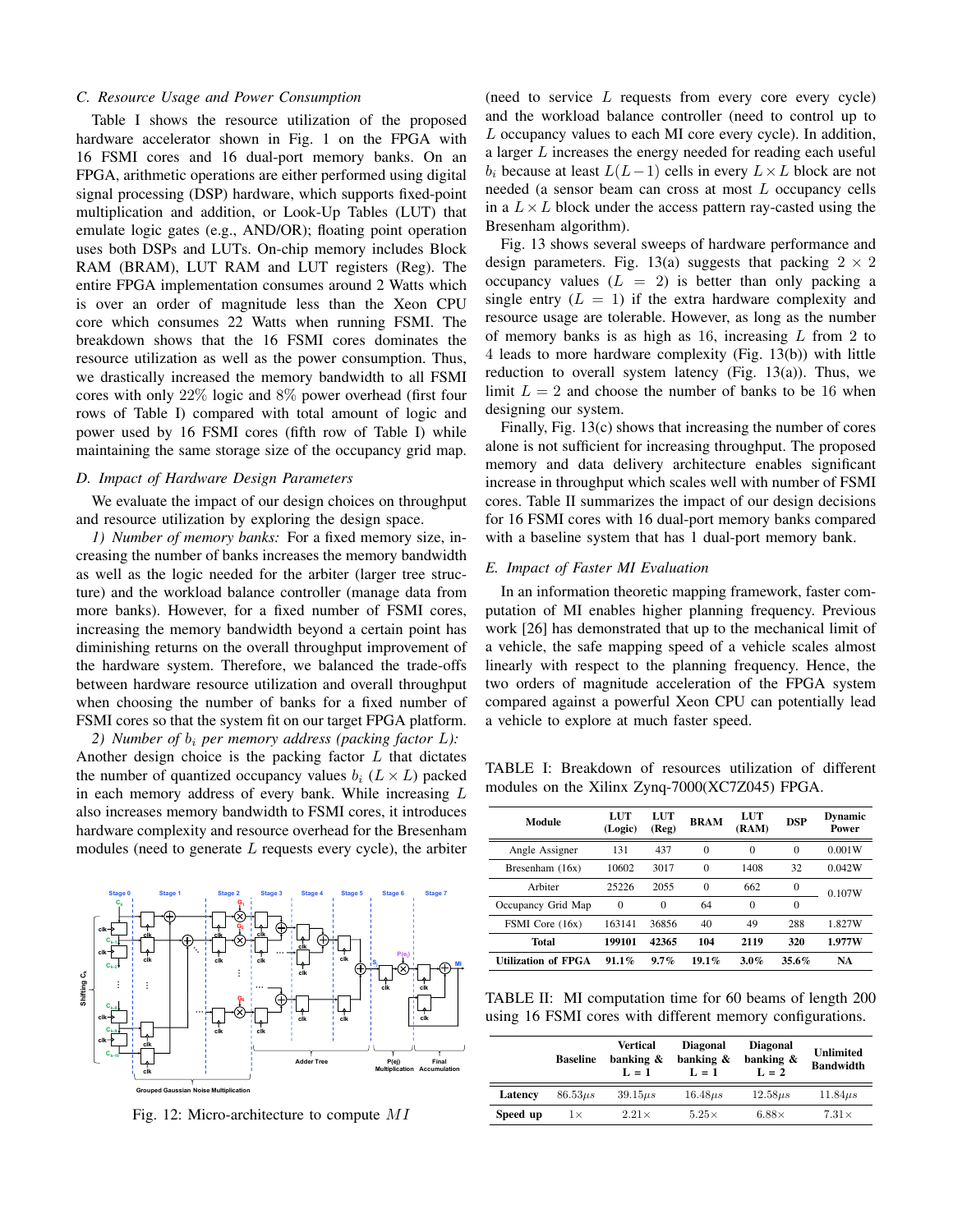### C. Resource Usage and Power Consumption

Table I shows the resource utilization of the proposed hardware accelerator shown in Fig. 1 on the FPGA with 16 FSMI cores and 16 dual-port memory banks. On an FPGA, arithmetic operations are either performed using digital signal processing (DSP) hardware, which supports fixed-point multiplication and addition, or Look-Up Tables (LUT) that emulate logic gates (e.g., AND/OR); floating point operation uses both DSPs and LUTs. On-chip memory includes Block RAM (BRAM), LUT RAM and LUT registers (Reg). The entire FPGA implementation consumes around 2 Watts which is over an order of magnitude less than the Xeon CPU core which consumes 22 Watts when running FSMI. The breakdown shows that the 16 FSMI cores dominates the resource utilization as well as the power consumption. Thus, we drastically increased the memory bandwidth to all FSMI cores with only 22% logic and 8% power overhead (first four rows of Table I) compared with total amount of logic and power used by 16 FSMI cores (fifth row of Table I) while maintaining the same storage size of the occupancy grid map.

### D. Impact of Hardware Design Parameters

We evaluate the impact of our design choices on throughput and resource utilization by exploring the design space.

*1) Number of memory banks:* For a fixed memory size, increasing the number of banks increases the memory bandwidth as well as the logic needed for the arbiter (larger tree structure) and the workload balance controller (manage data from more banks). However, for a fixed number of FSMI cores, increasing the memory bandwidth beyond a certain point has diminishing returns on the overall throughput improvement of the hardware system. Therefore, we balanced the trade-offs between hardware resource utilization and overall throughput when choosing the number of banks for a fixed number of FSMI cores so that the system fit on our target FPGA platform.

*2) Number of $b_i$ per memory address (packing factor $L$):* Another design choice is the packing factor $L$ that dictates the number of quantized occupancy values $b_i$ ($L \times L$) packed in each memory address of every bank. While increasing $L$ also increases memory bandwidth to FSMI cores, it introduces hardware complexity and resource overhead for the Bresenham modules (need to generate $L$ requests every cycle), the arbiter (need to service $L$ requests from every core every cycle) and the workload balance controller (need to control up to $L$ occupancy values to each MI core every cycle). In addition, a larger $L$ increases the energy needed for reading each useful $b_i$ because at least $L(L-1)$ cells in every $L \times L$ block are not needed (a sensor beam can cross at most $L$ occupancy cells in a $L \times L$ block under the access pattern ray-casted using the Bresenham algorithm).

Fig. 13 shows several sweeps of hardware performance and design parameters. Fig. 13(a) suggests that packing $2 \times 2$ occupancy values ($L = 2$) is better than only packing a single entry ($L = 1$) if the extra hardware complexity and resource usage are tolerable. However, as long as the number of memory banks is as high as 16, increasing $L$ from 2 to 4 leads to more hardware complexity (Fig. 13(b)) with little reduction to overall system latency (Fig. 13(a)). Thus, we limit $L = 2$ and choose the number of banks to be 16 when designing our system.

Finally, Fig. 13(c) shows that increasing the number of cores alone is not sufficient for increasing throughput. The proposed memory and data delivery architecture enables significant increase in throughput which scales well with number of FSMI cores. Table II summarizes the impact of our design decisions for 16 FSMI cores with 16 dual-port memory banks compared with a baseline system that has 1 dual-port memory bank.

Fig. 12: Micro-architecture to compute $MI$

### E. Impact of Faster MI Evaluation

In an information theoretic mapping framework, faster computation of MI enables higher planning frequency. Previous work [26] has demonstrated that up to the mechanical limit of a vehicle, the safe mapping speed of a vehicle scales almost linearly with respect to the planning frequency. Hence, the two orders of magnitude acceleration of the FPGA system compared against a powerful Xeon CPU can potentially lead a vehicle to explore at much faster speed.

TABLE I: Breakdown of resources utilization of different modules on the Xilinx Zynq-7000(XC7Z045) FPGA.

| Module | LUT (Logic) | LUT (Reg) | BRAM | LUT (RAM) | DSP | Dynamic Power |
|---|---|---|---|---|---|---|
| Angle Assigner | 131 | 437 | 0 | 0 | 0 | 0.001W |
| Bresenham (16x) | 10602 | 3017 | 0 | 1408 | 32 | 0.042W |
| Arbiter | 25226 | 2055 | 0 | 662 | 0 | 0.107W |
| Occupancy Grid Map | 0 | 0 | 64 | 0 | 0 | |
| FSMI Core (16x) | 163141 | 36856 | 40 | 49 | 288 | 1.827W |
| **Total** | **199101** | **42365** | **104** | **2119** | **320** | **1.977W** |
| **Utilization of FPGA** | **91.1%** | **9.7%** | **19.1%** | **3.0%** | **35.6%** | **NA** |

TABLE II: MI computation time for 60 beams of length 200 using 16 FSMI cores with different memory configurations.

| | Baseline | Vertical banking & L = 1 | Diagonal banking & L = 1 | Diagonal banking & L = 2 | Unlimited Bandwidth |
|---|---|---|---|---|---|
| **Latency** | $86.53\mu s$ | $39.15\mu s$ | $16.48\mu s$ | $12.58\mu s$ | $11.84\mu s$ |
| **Speed up** | $1\times$ | $2.21\times$ | $5.25\times$ | $6.88\times$ | $7.31\times$ |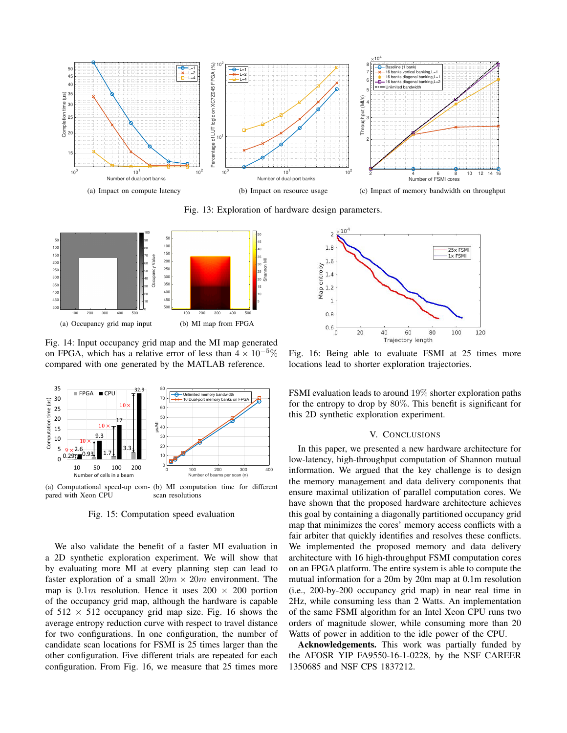(a) Impact on compute latency

(b) Impact on resource usage

(c) Impact of memory bandwidth on throughput

Fig. 13: Exploration of hardware design parameters.

(a) Occupancy grid map input

(b) MI map from FPGA

Fig. 14: Input occupancy grid map and the MI map generated on FPGA, which has a relative error of less than $4 \times 10^{-5}\%$ compared with one generated by the MATLAB reference.

(a) Computational speed-up compared with Xeon CPU

(b) MI computation time for different scan resolutions

Fig. 15: Computation speed evaluation

We also validate the benefit of a faster MI evaluation in a 2D synthetic exploration experiment. We will show that by evaluating more MI at every planning step can lead to faster exploration of a small $20m \times 20m$ environment. The map is $0.1m$ resolution. Hence it uses $200 \times 200$ portion of the occupancy grid map, although the hardware is capable of $512 \times 512$ occupancy grid map size. Fig. 16 shows the average entropy reduction curve with respect to travel distance for two configurations. In one configuration, the number of candidate scan locations for FSMI is 25 times larger than the other configuration. Five different trials are repeated for each configuration. From Fig. 16, we measure that 25 times more

Fig. 16: Being able to evaluate FSMI at 25 times more locations lead to shorter exploration trajectories.

FSMI evaluation leads to around $19\%$ shorter exploration paths for the entropy to drop by $80\%$. This benefit is significant for this 2D synthetic exploration experiment.

## V. CONCLUSIONS

In this paper, we presented a new hardware architecture for low-latency, high-throughput computation of Shannon mutual information. We argued that the key challenge is to design the memory management and data delivery components that ensure maximal utilization of parallel computation cores. We have shown that the proposed hardware architecture achieves this goal by containing a diagonally partitioned occupancy grid map that minimizes the cores' memory access conflicts with a fair arbiter that quickly identifies and resolves these conflicts. We implemented the proposed memory and data delivery architecture with 16 high-throughput FSMI computation cores on an FPGA platform. The entire system is able to compute the mutual information for a 20m by 20m map at 0.1m resolution (i.e., 200-by-200 occupancy grid map) in near real time in 2Hz, while consuming less than 2 Watts. An implementation of the same FSMI algorithm for an Intel Xeon CPU runs two orders of magnitude slower, while consuming more than 20 Watts of power in addition to the idle power of the CPU.

**Acknowledgements.** This work was partially funded by the AFOSR YIP FA9550-16-1-0228, by the NSF CAREER 1350685 and NSF CPS 1837212.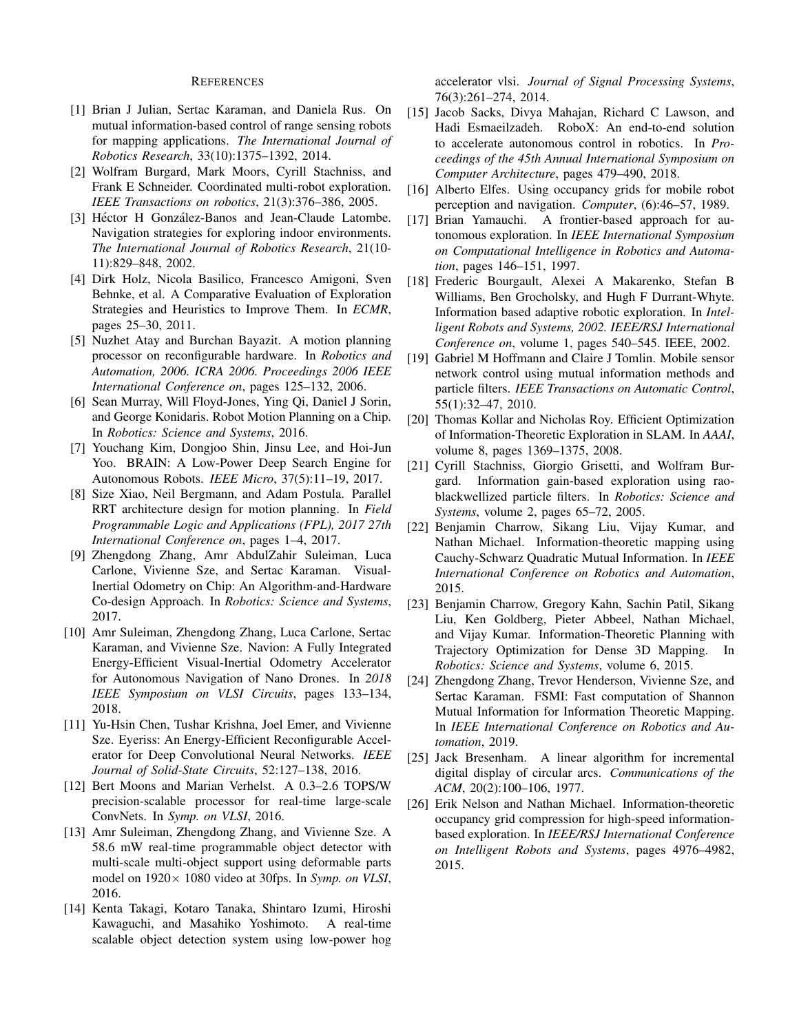# References

[1] Brian J Julian, Sertac Karaman, and Daniela Rus. On mutual information-based control of range sensing robots for mapping applications. *The International Journal of Robotics Research*, 33(10):1375–1392, 2014.

[2] Wolfram Burgard, Mark Moors, Cyrill Stachniss, and Frank E Schneider. Coordinated multi-robot exploration. *IEEE Transactions on robotics*, 21(3):376–386, 2005.

[3] Héctor H González-Banos and Jean-Claude Latombe. Navigation strategies for exploring indoor environments. *The International Journal of Robotics Research*, 21(10-11):829–848, 2002.

[4] Dirk Holz, Nicola Basilico, Francesco Amigoni, Sven Behnke, et al. A Comparative Evaluation of Exploration Strategies and Heuristics to Improve Them. In *ECMR*, pages 25–30, 2011.

[5] Nuzhet Atay and Burchan Bayazit. A motion planning processor on reconfigurable hardware. In *Robotics and Automation, 2006. ICRA 2006. Proceedings 2006 IEEE International Conference on*, pages 125–132, 2006.

[6] Sean Murray, Will Floyd-Jones, Ying Qi, Daniel J Sorin, and George Konidaris. Robot Motion Planning on a Chip. In *Robotics: Science and Systems*, 2016.

[7] Youchang Kim, Dongjoo Shin, Jinsu Lee, and Hoi-Jun Yoo. BRAIN: A Low-Power Deep Search Engine for Autonomous Robots. *IEEE Micro*, 37(5):11–19, 2017.

[8] Size Xiao, Neil Bergmann, and Adam Postula. Parallel RRT architecture design for motion planning. In *Field Programmable Logic and Applications (FPL), 2017 27th International Conference on*, pages 1–4, 2017.

[9] Zhengdong Zhang, Amr AbdulZahir Suleiman, Luca Carlone, Vivienne Sze, and Sertac Karaman. Visual-Inertial Odometry on Chip: An Algorithm-and-Hardware Co-design Approach. In *Robotics: Science and Systems*, 2017.

[10] Amr Suleiman, Zhengdong Zhang, Luca Carlone, Sertac Karaman, and Vivienne Sze. Navion: A Fully Integrated Energy-Efficient Visual-Inertial Odometry Accelerator for Autonomous Navigation of Nano Drones. In *2018 IEEE Symposium on VLSI Circuits*, pages 133–134, 2018.

[11] Yu-Hsin Chen, Tushar Krishna, Joel Emer, and Vivienne Sze. Eyeriss: An Energy-Efficient Reconfigurable Accelerator for Deep Convolutional Neural Networks. *IEEE Journal of Solid-State Circuits*, 52:127–138, 2016.

[12] Bert Moons and Marian Verhelst. A 0.3–2.6 TOPS/W precision-scalable processor for real-time large-scale ConvNets. In *Symp. on VLSI*, 2016.

[13] Amr Suleiman, Zhengdong Zhang, and Vivienne Sze. A 58.6 mW real-time programmable object detector with multi-scale multi-object support using deformable parts model on 1920× 1080 video at 30fps. In *Symp. on VLSI*, 2016.

[14] Kenta Takagi, Kotaro Tanaka, Shintaro Izumi, Hiroshi Kawaguchi, and Masahiko Yoshimoto. A real-time scalable object detection system using low-power hog accelerator vlsi. *Journal of Signal Processing Systems*, 76(3):261–274, 2014.

[15] Jacob Sacks, Divya Mahajan, Richard C Lawson, and Hadi Esmaeilzadeh. RoboX: An end-to-end solution to accelerate autonomous control in robotics. In *Proceedings of the 45th Annual International Symposium on Computer Architecture*, pages 479–490, 2018.

[16] Alberto Elfes. Using occupancy grids for mobile robot perception and navigation. *Computer*, (6):46–57, 1989.

[17] Brian Yamauchi. A frontier-based approach for autonomous exploration. In *IEEE International Symposium on Computational Intelligence in Robotics and Automation*, pages 146–151, 1997.

[18] Frederic Bourgault, Alexei A Makarenko, Stefan B Williams, Ben Grocholsky, and Hugh F Durrant-Whyte. Information based adaptive robotic exploration. In *Intelligent Robots and Systems, 2002. IEEE/RSJ International Conference on*, volume 1, pages 540–545. IEEE, 2002.

[19] Gabriel M Hoffmann and Claire J Tomlin. Mobile sensor network control using mutual information methods and particle filters. *IEEE Transactions on Automatic Control*, 55(1):32–47, 2010.

[20] Thomas Kollar and Nicholas Roy. Efficient Optimization of Information-Theoretic Exploration in SLAM. In *AAAI*, volume 8, pages 1369–1375, 2008.

[21] Cyrill Stachniss, Giorgio Grisetti, and Wolfram Burgard. Information gain-based exploration using rao-blackwellized particle filters. In *Robotics: Science and Systems*, volume 2, pages 65–72, 2005.

[22] Benjamin Charrow, Sikang Liu, Vijay Kumar, and Nathan Michael. Information-theoretic mapping using Cauchy-Schwarz Quadratic Mutual Information. In *IEEE International Conference on Robotics and Automation*, 2015.

[23] Benjamin Charrow, Gregory Kahn, Sachin Patil, Sikang Liu, Ken Goldberg, Pieter Abbeel, Nathan Michael, and Vijay Kumar. Information-Theoretic Planning with Trajectory Optimization for Dense 3D Mapping. In *Robotics: Science and Systems*, volume 6, 2015.

[24] Zhengdong Zhang, Trevor Henderson, Vivienne Sze, and Sertac Karaman. FSMI: Fast computation of Shannon Mutual Information for Information Theoretic Mapping. In *IEEE International Conference on Robotics and Automation*, 2019.

[25] Jack Bresenham. A linear algorithm for incremental digital display of circular arcs. *Communications of the ACM*, 20(2):100–106, 1977.

[26] Erik Nelson and Nathan Michael. Information-theoretic occupancy grid compression for high-speed information-based exploration. In *IEEE/RSJ International Conference on Intelligent Robots and Systems*, pages 4976–4982, 2015.